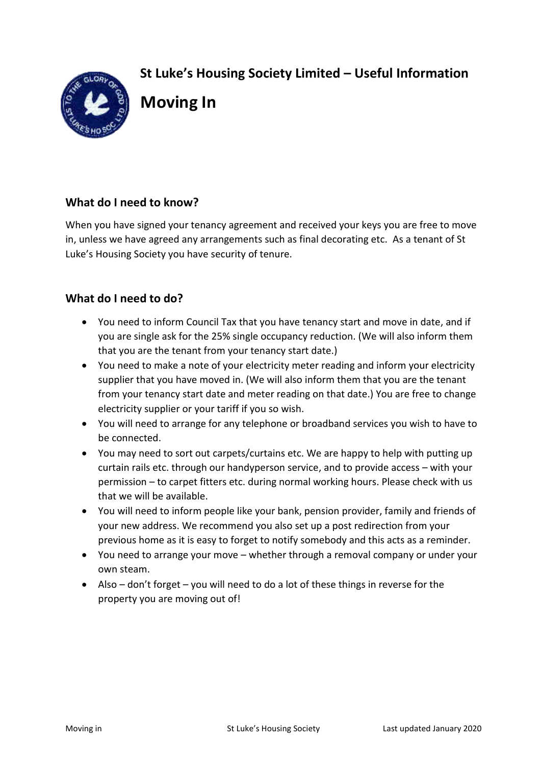**St Luke's Housing Society Limited – Useful Information**

# Moving In

## What do I need to know?

When you have signed your tenancy agreement and received your keys you are free to move in, unless we have agreed any arrangements such as final decorating etc. As a tenant of St Luke's Housing Society you have security of tenure.

## What do I need to do?

- You need to inform Council Tax that you have tenancy start and move in date, and if you are single ask for the 25% single occupancy reduction. (We will also inform them that you are the tenant from your tenancy start date.)
- You need to make a note of your electricity meter reading and inform your electricity supplier that you have moved in. (We will also inform them that you are the tenant from your tenancy start date and meter reading on that date.) You are free to change electricity supplier or your tariff if you so wish.
- You will need to arrange for any telephone or broadband services you wish to have to be connected.
- You may need to sort out carpets/curtains etc. We are happy to help with putting up curtain rails etc. through our handyperson service, and to provide access – with your permission – to carpet fitters etc. during normal working hours. Please check with us that we will be available.
- You will need to inform people like your bank, pension provider, family and friends of your new address. We recommend you also set up a post redirection from your previous home as it is easy to forget to notify somebody and this acts as a reminder.
- You need to arrange your move – whether through a removal company or under your own steam.
- Also – don't forget – you will need to do a lot of these things in reverse for the property you are moving out of!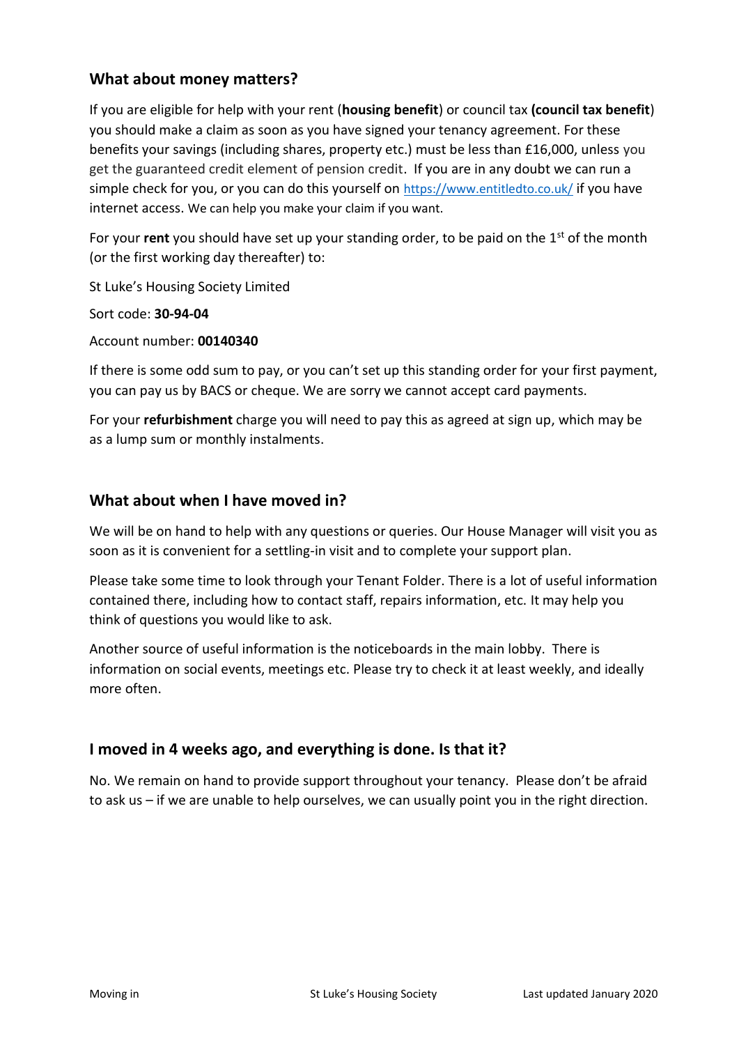## What about money matters?

If you are eligible for help with your rent (**housing benefit**) or council tax **(council tax benefit**) you should make a claim as soon as you have signed your tenancy agreement. For these benefits your savings (including shares, property etc.) must be less than £16,000, unless you get the guaranteed credit element of pension credit. If you are in any doubt we can run a simple check for you, or you can do this yourself on https://www.entitledto.co.uk/ if you have internet access. We can help you make your claim if you want.

For your **rent** you should have set up your standing order, to be paid on the 1st of the month (or the first working day thereafter) to:

St Luke's Housing Society Limited

Sort code: **30-94-04**

Account number: **00140340**

If there is some odd sum to pay, or you can't set up this standing order for your first payment, you can pay us by BACS or cheque. We are sorry we cannot accept card payments.

For your **refurbishment** charge you will need to pay this as agreed at sign up, which may be as a lump sum or monthly instalments.

## What about when I have moved in?

We will be on hand to help with any questions or queries. Our House Manager will visit you as soon as it is convenient for a settling-in visit and to complete your support plan.

Please take some time to look through your Tenant Folder. There is a lot of useful information contained there, including how to contact staff, repairs information, etc. It may help you think of questions you would like to ask.

Another source of useful information is the noticeboards in the main lobby. There is information on social events, meetings etc. Please try to check it at least weekly, and ideally more often.

## I moved in 4 weeks ago, and everything is done. Is that it?

No. We remain on hand to provide support throughout your tenancy. Please don't be afraid to ask us – if we are unable to help ourselves, we can usually point you in the right direction.